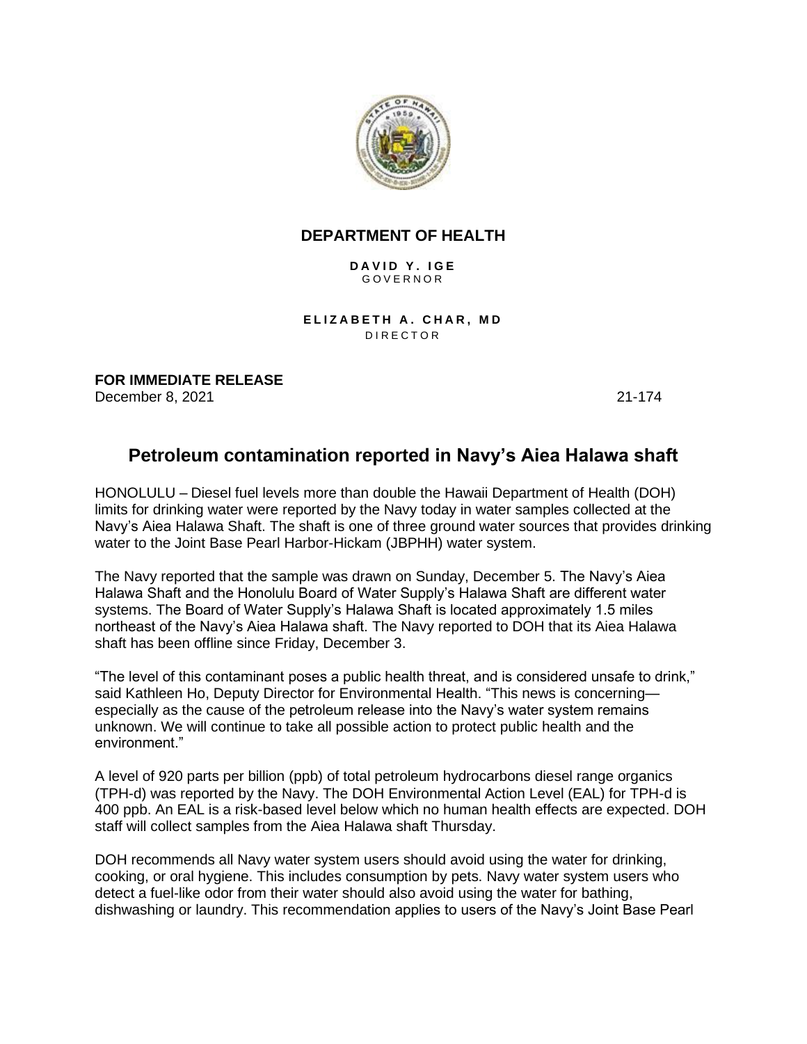**DEPARTMENT OF HEALTH**

**DAVID Y. IGE**
GOVERNOR

**ELIZABETH A. CHAR, MD**
DIRECTOR

**FOR IMMEDIATE RELEASE**
December 8, 2021 21-174

## Petroleum contamination reported in Navy's Aiea Halawa shaft

HONOLULU – Diesel fuel levels more than double the Hawaii Department of Health (DOH) limits for drinking water were reported by the Navy today in water samples collected at the Navy's Aiea Halawa Shaft. The shaft is one of three ground water sources that provides drinking water to the Joint Base Pearl Harbor-Hickam (JBPHH) water system.

The Navy reported that the sample was drawn on Sunday, December 5. The Navy's Aiea Halawa Shaft and the Honolulu Board of Water Supply's Halawa Shaft are different water systems. The Board of Water Supply's Halawa Shaft is located approximately 1.5 miles northeast of the Navy's Aiea Halawa shaft. The Navy reported to DOH that its Aiea Halawa shaft has been offline since Friday, December 3.

"The level of this contaminant poses a public health threat, and is considered unsafe to drink," said Kathleen Ho, Deputy Director for Environmental Health. "This news is concerning—especially as the cause of the petroleum release into the Navy's water system remains unknown. We will continue to take all possible action to protect public health and the environment."

A level of 920 parts per billion (ppb) of total petroleum hydrocarbons diesel range organics (TPH-d) was reported by the Navy. The DOH Environmental Action Level (EAL) for TPH-d is 400 ppb. An EAL is a risk-based level below which no human health effects are expected. DOH staff will collect samples from the Aiea Halawa shaft Thursday.

DOH recommends all Navy water system users should avoid using the water for drinking, cooking, or oral hygiene. This includes consumption by pets. Navy water system users who detect a fuel-like odor from their water should also avoid using the water for bathing, dishwashing or laundry. This recommendation applies to users of the Navy's Joint Base Pearl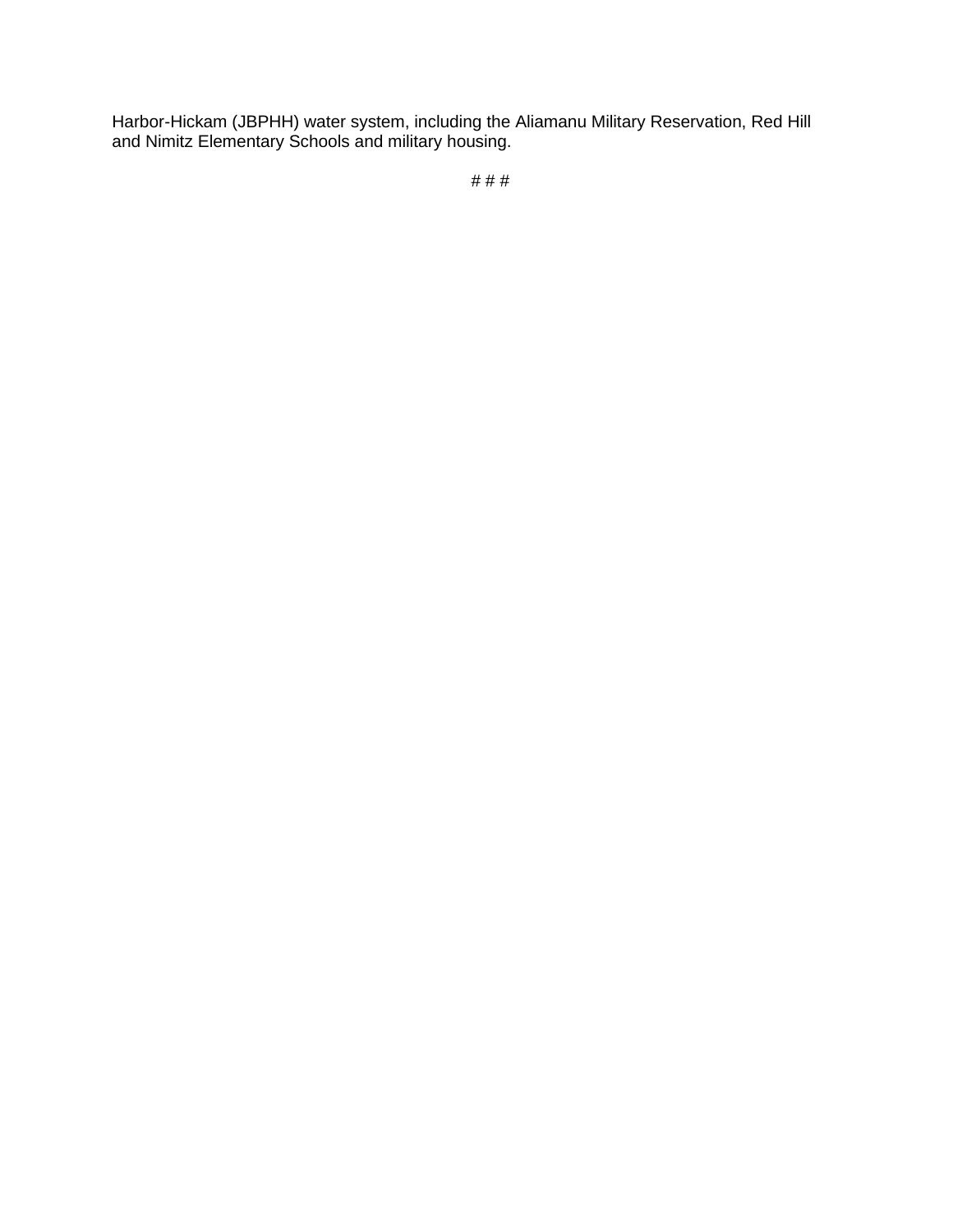Harbor-Hickam (JBPHH) water system, including the Aliamanu Military Reservation, Red Hill and Nimitz Elementary Schools and military housing.

# # #